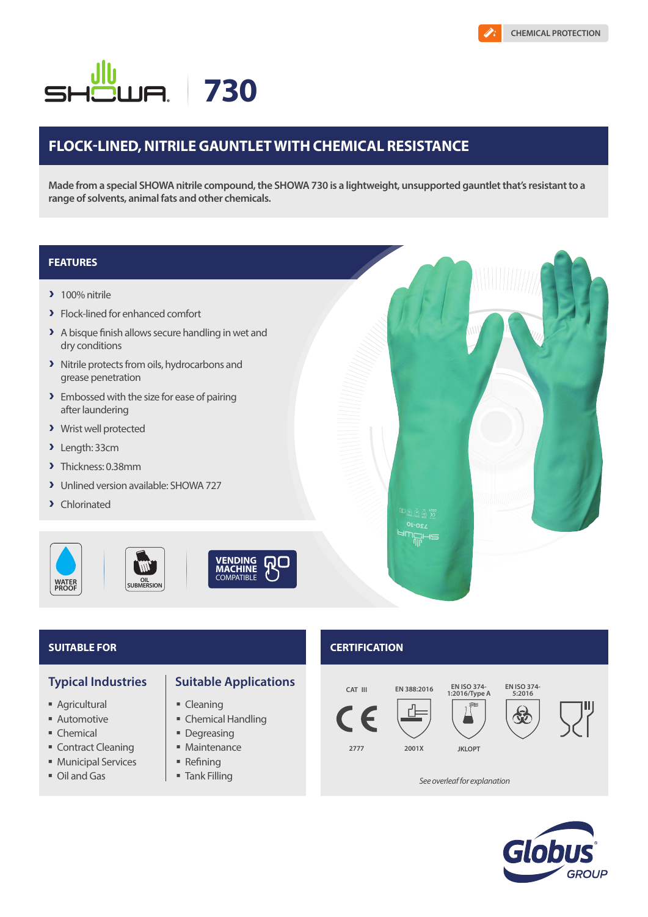CHEMICAL PROTECTION

# SHOWA 730

## FLOCK-LINED, NITRILE GAUNTLET WITH CHEMICAL RESISTANCE

**Made from a special SHOWA nitrile compound, the SHOWA 730 is a lightweight, unsupported gauntlet that's resistant to a range of solvents, animal fats and other chemicals.**

## FEATURES

- 100% nitrile
- Flock-lined for enhanced comfort
- A bisque finish allows secure handling in wet and dry conditions
- Nitrile protects from oils, hydrocarbons and grease penetration
- Embossed with the size for ease of pairing after laundering
- Wrist well protected
- Length: 33cm
- Thickness: 0.38mm
- Unlined version available: SHOWA 727
- Chlorinated

WATER PROOF | OIL SUBMERSION | VENDING MACHINE COMPATIBLE

## SUITABLE FOR

### Typical Industries

- Agricultural
- Automotive
- Chemical
- Contract Cleaning
- Municipal Services
- Oil and Gas

### Suitable Applications

- Cleaning
- Chemical Handling
- Degreasing
- Maintenance
- Refining
- Tank Filling

## CERTIFICATION

| CAT III | EN 388:2016 | EN ISO 374-1:2016/Type A | EN ISO 374-5:2016 |
|---|---|---|---|
| CE 2777 | 2001X | JKLOPT | |

*See overleaf for explanation*

Globus GROUP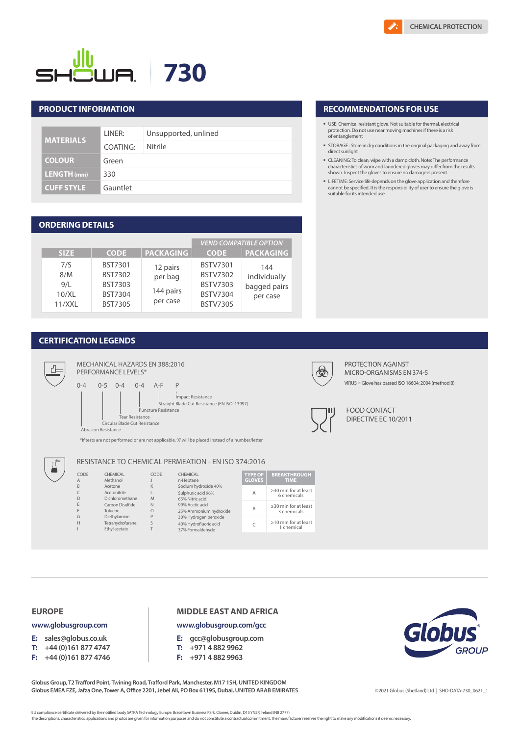CHEMICAL PROTECTION

# SHOWA 730

## PRODUCT INFORMATION

| | | |
|---|---|---|
| **MATERIALS** | LINER: | Unsupported, unlined |
| | COATING: | Nitrile |
| **COLOUR** | Green | |
| **LENGTH (mm)** | 330 | |
| **CUFF STYLE** | Gauntlet | |

## ORDERING DETAILS

| | | | *VEND COMPATIBLE OPTION* | |
|---|---|---|---|---|
| **SIZE** | **CODE** | **PACKAGING** | **CODE** | **PACKAGING** |
| 7/S | BST7301 | 12 pairs per bag | BSTV7301 | 144 individually bagged pairs per case |
| 8/M | BST7302 | | BSTV7302 | |
| 9/L | BST7303 | 144 pairs per case | BSTV7303 | |
| 10/XL | BST7304 | | BSTV7304 | |
| 11/XXL | BST7305 | | BSTV7305 | |

## RECOMMENDATIONS FOR USE

- USE: Chemical resistant glove. Not suitable for thermal, electrical protection. Do not use near moving machines if there is a risk of entanglement
- STORAGE : Store in dry conditions in the original packaging and away from direct sunlight
- CLEANING: To clean, wipe with a damp cloth. Note: The performance characteristics of worn and laundered gloves may differ from the results shown. Inspect the gloves to ensure no damage is present
- LIFETIME: Service life depends on the glove application and therefore cannot be specified. It is the responsibility of user to ensure the glove is suitable for its intended use

## CERTIFICATION LEGENDS

MECHANICAL HAZARDS EN 388:2016
PERFORMANCE LEVELS*

0-4 0-5 0-4 0-4 A-F P

- Abrasion Resistance (0-4)
- Circular Blade Cut Resistance (0-5)
- Tear Resistance (0-4)
- Puncture Resistance (0-4)
- Straight Blade Cut Resistance (EN ISO: 13997) (A-F)
- Impact Resistance (P)

*If tests are not performed or are not applicable, 'X' will be placed instead of a number/letter

PROTECTION AGAINST
MICRO-ORGANISMS EN 374-5

VIRUS = Glove has passed ISO 16604: 2004 (method B)

FOOD CONTACT
DIRECTIVE EC 10/2011

RESISTANCE TO CHEMICAL PERMEATION - EN ISO 374:2016

| CODE | CHEMICAL | CODE | CHEMICAL |
|---|---|---|---|
| A | Methanol | J | n-Heptane |
| B | Acetone | K | Sodium hydroxide 40% |
| C | Acetonitrile | L | Sulphuric acid 96% |
| D | Dichloromethane | M | 65% Nitric acid |
| E | Carbon Disulfide | N | 99% Acetic acid |
| F | Toluene | O | 25% Ammonium hydroxide |
| G | Diethylamine | P | 30% Hydrogen peroxide |
| H | Tetrahydrofurane | S | 40% Hydrofluoric acid |
| I | Ethyl acetate | T | 37% Formaldehyde |

| TYPE OF GLOVES | BREAKTHROUGH TIME |
|---|---|
| A | ≥30 min for at least 6 chemicals |
| B | ≥30 min for at least 3 chemicals |
| C | ≥10 min for at least 1 chemical |

### EUROPE

www.globusgroup.com

**E:** sales@globus.co.uk
**T:** +44 (0)161 877 4747
**F:** +44 (0)161 877 4746

### MIDDLE EAST AND AFRICA

www.globusgroup.com/gcc

**E:** gcc@globusgroup.com
**T:** +971 4 882 9962
**F:** +971 4 882 9963

Globus GROUP

**Globus Group, T2 Trafford Point, Twining Road, Trafford Park, Manchester, M17 1SH, UNITED KINGDOM**
**Globus EMEA FZE, Jafza One, Tower A, Office 2201, Jebel Ali, PO Box 61195, Dubai, UNITED ARAB EMIRATES**

©2021 Globus (Shetland) Ltd | SHO-DATA-730_0621_1

EU compliance certificate delivered by the notified body SATRA Technology Europe, Bracetown Business Park, Clonee, Dublin, D15 YN2P, Ireland (NB 2777)
The descriptions, characteristics, applications and photos are given for information purposes and do not constitute a contractual commitment. The manufacturer reserves the right to make any modifications it deems necessary.